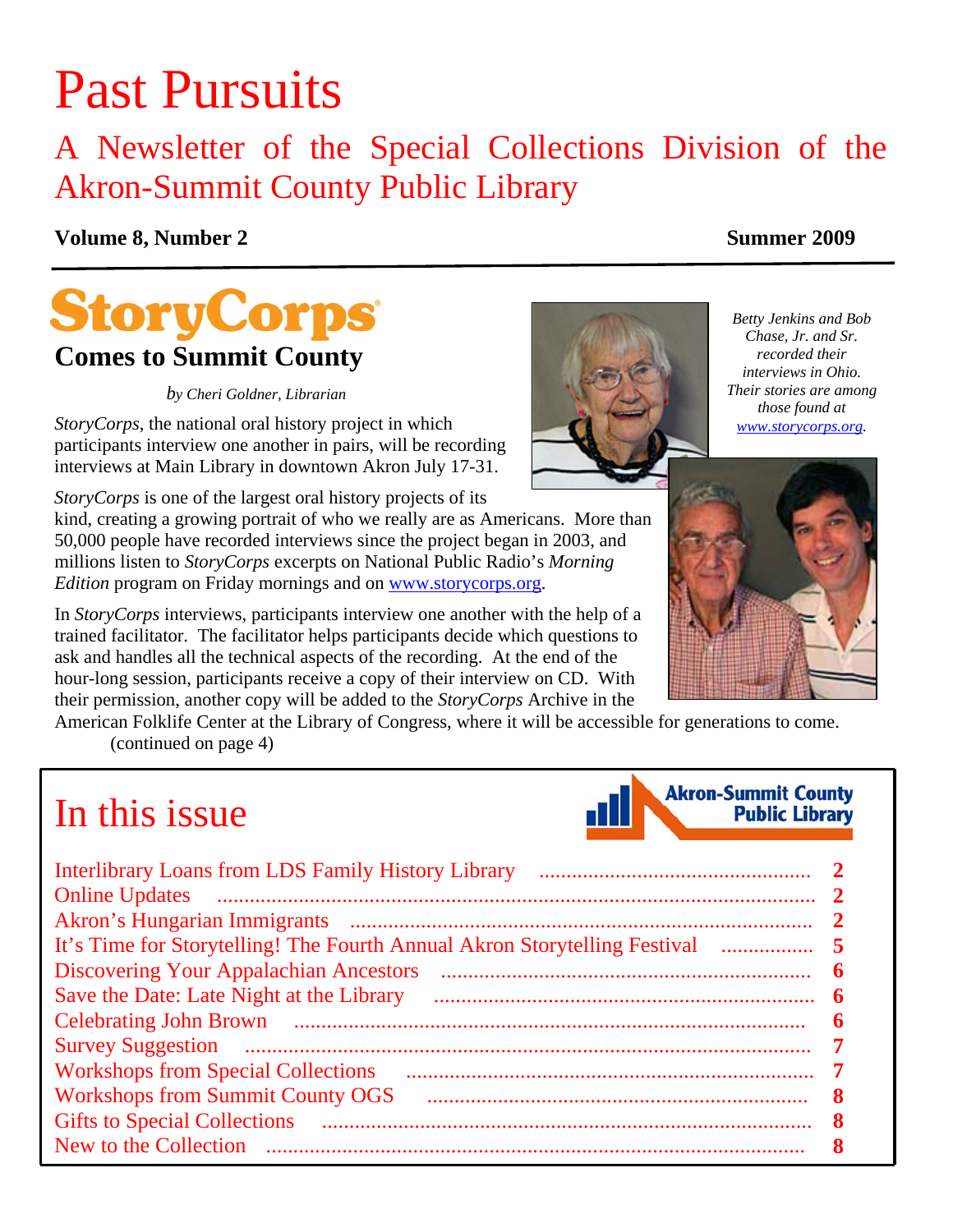# Past Pursuits

## A Newsletter of the Special Collections Division of the Akron-Summit County Public Library

**Volume 8, Number 2** **Summer 2009**

---

## StoryCorps
### Comes to Summit County

*by Cheri Goldner, Librarian*

*StoryCorps*, the national oral history project in which participants interview one another in pairs, will be recording interviews at Main Library in downtown Akron July 17-31.

*StoryCorps* is one of the largest oral history projects of its kind, creating a growing portrait of who we really are as Americans. More than 50,000 people have recorded interviews since the project began in 2003, and millions listen to *StoryCorps* excerpts on National Public Radio's *Morning Edition* program on Friday mornings and on www.storycorps.org.

In *StoryCorps* interviews, participants interview one another with the help of a trained facilitator. The facilitator helps participants decide which questions to ask and handles all the technical aspects of the recording. At the end of the hour-long session, participants receive a copy of their interview on CD. With their permission, another copy will be added to the *StoryCorps* Archive in the American Folklife Center at the Library of Congress, where it will be accessible for generations to come.

(continued on page 4)

*Betty Jenkins and Bob Chase, Jr. and Sr. recorded their interviews in Ohio. Their stories are among those found at www.storycorps.org.*

## In this issue

Akron-Summit County Public Library

| | |
|---|---|
| Interlibrary Loans from LDS Family History Library | 2 |
| Online Updates | 2 |
| Akron's Hungarian Immigrants | 2 |
| It's Time for Storytelling! The Fourth Annual Akron Storytelling Festival | 5 |
| Discovering Your Appalachian Ancestors | 6 |
| Save the Date: Late Night at the Library | 6 |
| Celebrating John Brown | 6 |
| Survey Suggestion | 7 |
| Workshops from Special Collections | 7 |
| Workshops from Summit County OGS | 8 |
| Gifts to Special Collections | 8 |
| New to the Collection | 8 |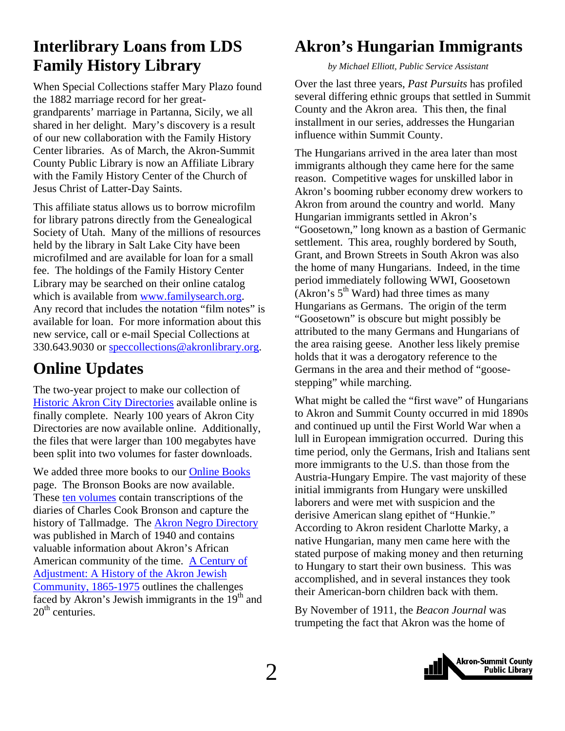## Interlibrary Loans from LDS Family History Library

When Special Collections staffer Mary Plazo found the 1882 marriage record for her great-grandparents' marriage in Partanna, Sicily, we all shared in her delight. Mary's discovery is a result of our new collaboration with the Family History Center libraries. As of March, the Akron-Summit County Public Library is now an Affiliate Library with the Family History Center of the Church of Jesus Christ of Latter-Day Saints.

This affiliate status allows us to borrow microfilm for library patrons directly from the Genealogical Society of Utah. Many of the millions of resources held by the library in Salt Lake City have been microfilmed and are available for loan for a small fee. The holdings of the Family History Center Library may be searched on their online catalog which is available from www.familysearch.org. Any record that includes the notation "film notes" is available for loan. For more information about this new service, call or e-mail Special Collections at 330.643.9030 or speccollections@akronlibrary.org.

## Online Updates

The two-year project to make our collection of Historic Akron City Directories available online is finally complete. Nearly 100 years of Akron City Directories are now available online. Additionally, the files that were larger than 100 megabytes have been split into two volumes for faster downloads.

We added three more books to our Online Books page. The Bronson Books are now available. These ten volumes contain transcriptions of the diaries of Charles Cook Bronson and capture the history of Tallmadge. The Akron Negro Directory was published in March of 1940 and contains valuable information about Akron's African American community of the time. A Century of Adjustment: A History of the Akron Jewish Community, 1865-1975 outlines the challenges faced by Akron's Jewish immigrants in the 19th and 20th centuries.

## Akron's Hungarian Immigrants

*by Michael Elliott, Public Service Assistant*

Over the last three years, *Past Pursuits* has profiled several differing ethnic groups that settled in Summit County and the Akron area. This then, the final installment in our series, addresses the Hungarian influence within Summit County.

The Hungarians arrived in the area later than most immigrants although they came here for the same reason. Competitive wages for unskilled labor in Akron's booming rubber economy drew workers to Akron from around the country and world. Many Hungarian immigrants settled in Akron's "Goosetown," long known as a bastion of Germanic settlement. This area, roughly bordered by South, Grant, and Brown Streets in South Akron was also the home of many Hungarians. Indeed, in the time period immediately following WWI, Goosetown (Akron's 5th Ward) had three times as many Hungarians as Germans. The origin of the term "Goosetown" is obscure but might possibly be attributed to the many Germans and Hungarians of the area raising geese. Another less likely premise holds that it was a derogatory reference to the Germans in the area and their method of "goose-stepping" while marching.

What might be called the "first wave" of Hungarians to Akron and Summit County occurred in mid 1890s and continued up until the First World War when a lull in European immigration occurred. During this time period, only the Germans, Irish and Italians sent more immigrants to the U.S. than those from the Austria-Hungary Empire. The vast majority of these initial immigrants from Hungary were unskilled laborers and were met with suspicion and the derisive American slang epithet of "Hunkie." According to Akron resident Charlotte Marky, a native Hungarian, many men came here with the stated purpose of making money and then returning to Hungary to start their own business. This was accomplished, and in several instances they took their American-born children back with them.

By November of 1911, the *Beacon Journal* was trumpeting the fact that Akron was the home of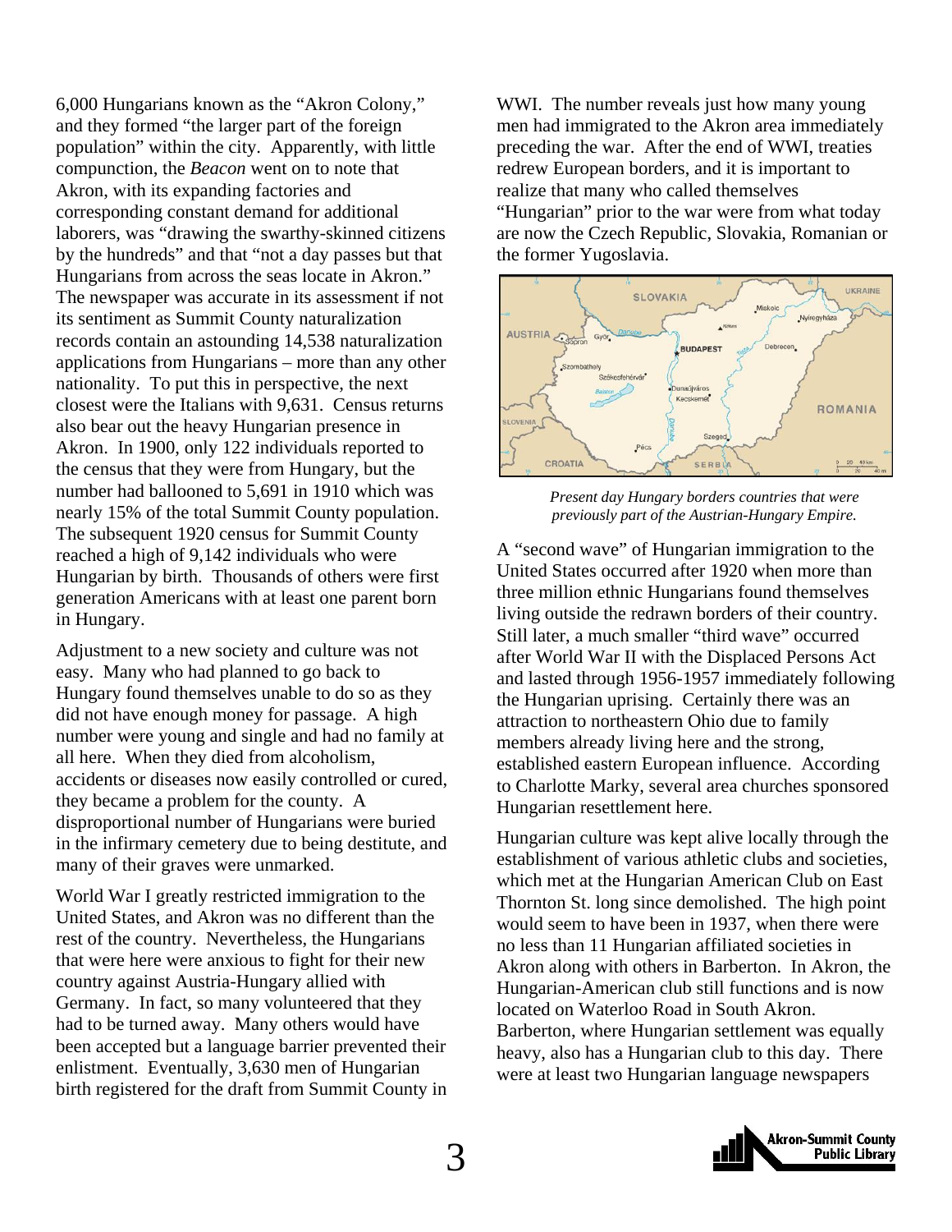6,000 Hungarians known as the "Akron Colony," and they formed "the larger part of the foreign population" within the city. Apparently, with little compunction, the *Beacon* went on to note that Akron, with its expanding factories and corresponding constant demand for additional laborers, was "drawing the swarthy-skinned citizens by the hundreds" and that "not a day passes but that Hungarians from across the seas locate in Akron." The newspaper was accurate in its assessment if not its sentiment as Summit County naturalization records contain an astounding 14,538 naturalization applications from Hungarians – more than any other nationality. To put this in perspective, the next closest were the Italians with 9,631. Census returns also bear out the heavy Hungarian presence in Akron. In 1900, only 122 individuals reported to the census that they were from Hungary, but the number had ballooned to 5,691 in 1910 which was nearly 15% of the total Summit County population. The subsequent 1920 census for Summit County reached a high of 9,142 individuals who were Hungarian by birth. Thousands of others were first generation Americans with at least one parent born in Hungary.

Adjustment to a new society and culture was not easy. Many who had planned to go back to Hungary found themselves unable to do so as they did not have enough money for passage. A high number were young and single and had no family at all here. When they died from alcoholism, accidents or diseases now easily controlled or cured, they became a problem for the county. A disproportional number of Hungarians were buried in the infirmary cemetery due to being destitute, and many of their graves were unmarked.

World War I greatly restricted immigration to the United States, and Akron was no different than the rest of the country. Nevertheless, the Hungarians that were here were anxious to fight for their new country against Austria-Hungary allied with Germany. In fact, so many volunteered that they had to be turned away. Many others would have been accepted but a language barrier prevented their enlistment. Eventually, 3,630 men of Hungarian birth registered for the draft from Summit County in WWI. The number reveals just how many young men had immigrated to the Akron area immediately preceding the war. After the end of WWI, treaties redrew European borders, and it is important to realize that many who called themselves "Hungarian" prior to the war were from what today are now the Czech Republic, Slovakia, Romanian or the former Yugoslavia.

*Present day Hungary borders countries that were previously part of the Austrian-Hungary Empire.*

A "second wave" of Hungarian immigration to the United States occurred after 1920 when more than three million ethnic Hungarians found themselves living outside the redrawn borders of their country. Still later, a much smaller "third wave" occurred after World War II with the Displaced Persons Act and lasted through 1956-1957 immediately following the Hungarian uprising. Certainly there was an attraction to northeastern Ohio due to family members already living here and the strong, established eastern European influence. According to Charlotte Marky, several area churches sponsored Hungarian resettlement here.

Hungarian culture was kept alive locally through the establishment of various athletic clubs and societies, which met at the Hungarian American Club on East Thornton St. long since demolished. The high point would seem to have been in 1937, when there were no less than 11 Hungarian affiliated societies in Akron along with others in Barberton. In Akron, the Hungarian-American club still functions and is now located on Waterloo Road in South Akron. Barberton, where Hungarian settlement was equally heavy, also has a Hungarian club to this day. There were at least two Hungarian language newspapers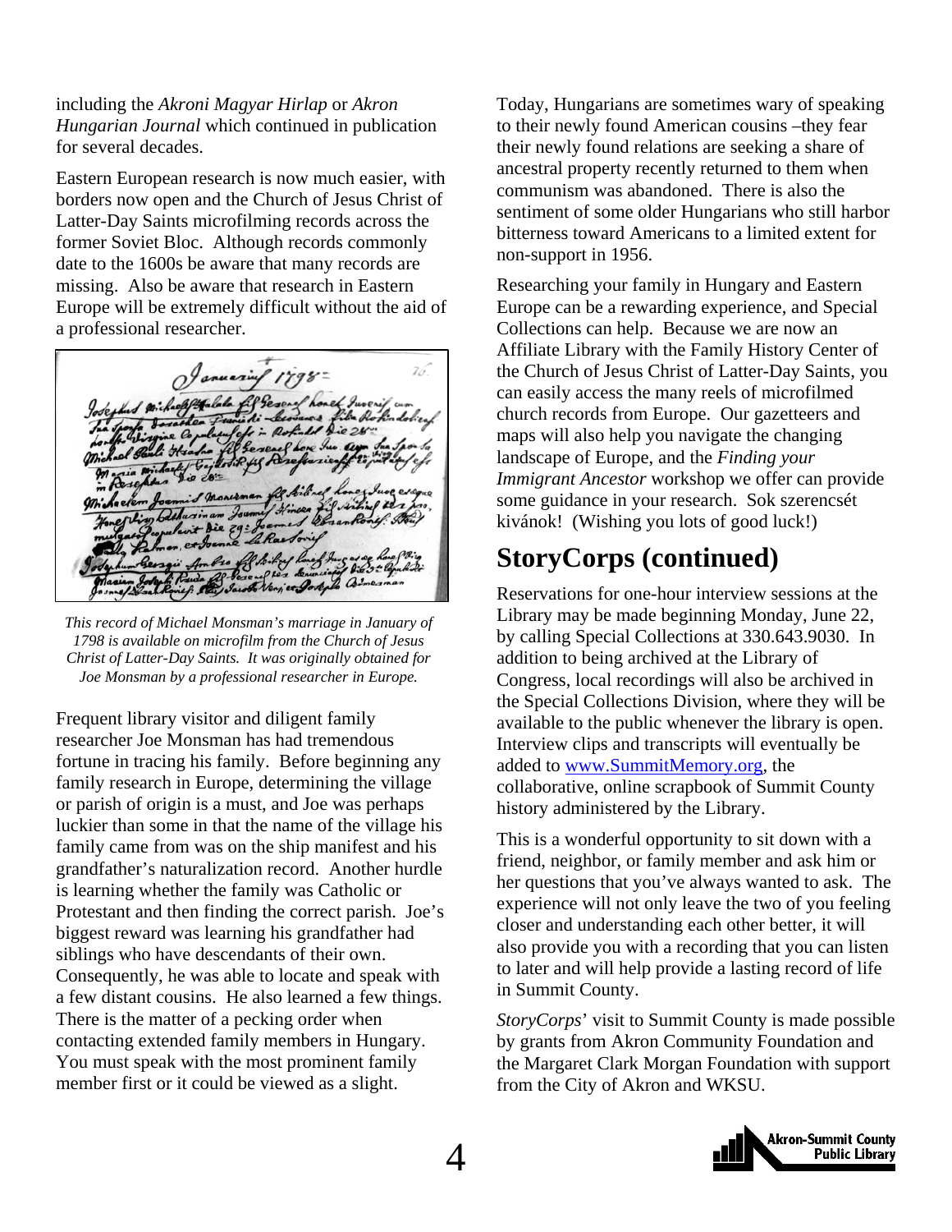including the *Akroni Magyar Hirlap* or *Akron Hungarian Journal* which continued in publication for several decades.

Eastern European research is now much easier, with borders now open and the Church of Jesus Christ of Latter-Day Saints microfilming records across the former Soviet Bloc. Although records commonly date to the 1600s be aware that many records are missing. Also be aware that research in Eastern Europe will be extremely difficult without the aid of a professional researcher.

*This record of Michael Monsman's marriage in January of 1798 is available on microfilm from the Church of Jesus Christ of Latter-Day Saints. It was originally obtained for Joe Monsman by a professional researcher in Europe.*

Frequent library visitor and diligent family researcher Joe Monsman has had tremendous fortune in tracing his family. Before beginning any family research in Europe, determining the village or parish of origin is a must, and Joe was perhaps luckier than some in that the name of the village his family came from was on the ship manifest and his grandfather's naturalization record. Another hurdle is learning whether the family was Catholic or Protestant and then finding the correct parish. Joe's biggest reward was learning his grandfather had siblings who have descendants of their own. Consequently, he was able to locate and speak with a few distant cousins. He also learned a few things. There is the matter of a pecking order when contacting extended family members in Hungary. You must speak with the most prominent family member first or it could be viewed as a slight.

Today, Hungarians are sometimes wary of speaking to their newly found American cousins –they fear their newly found relations are seeking a share of ancestral property recently returned to them when communism was abandoned. There is also the sentiment of some older Hungarians who still harbor bitterness toward Americans to a limited extent for non-support in 1956.

Researching your family in Hungary and Eastern Europe can be a rewarding experience, and Special Collections can help. Because we are now an Affiliate Library with the Family History Center of the Church of Jesus Christ of Latter-Day Saints, you can easily access the many reels of microfilmed church records from Europe. Our gazetteers and maps will also help you navigate the changing landscape of Europe, and the *Finding your Immigrant Ancestor* workshop we offer can provide some guidance in your research. Sok szerencsét kivánok! (Wishing you lots of good luck!)

## StoryCorps (continued)

Reservations for one-hour interview sessions at the Library may be made beginning Monday, June 22, by calling Special Collections at 330.643.9030. In addition to being archived at the Library of Congress, local recordings will also be archived in the Special Collections Division, where they will be available to the public whenever the library is open. Interview clips and transcripts will eventually be added to www.SummitMemory.org, the collaborative, online scrapbook of Summit County history administered by the Library.

This is a wonderful opportunity to sit down with a friend, neighbor, or family member and ask him or her questions that you've always wanted to ask. The experience will not only leave the two of you feeling closer and understanding each other better, it will also provide you with a recording that you can listen to later and will help provide a lasting record of life in Summit County.

*StoryCorps*' visit to Summit County is made possible by grants from Akron Community Foundation and the Margaret Clark Morgan Foundation with support from the City of Akron and WKSU.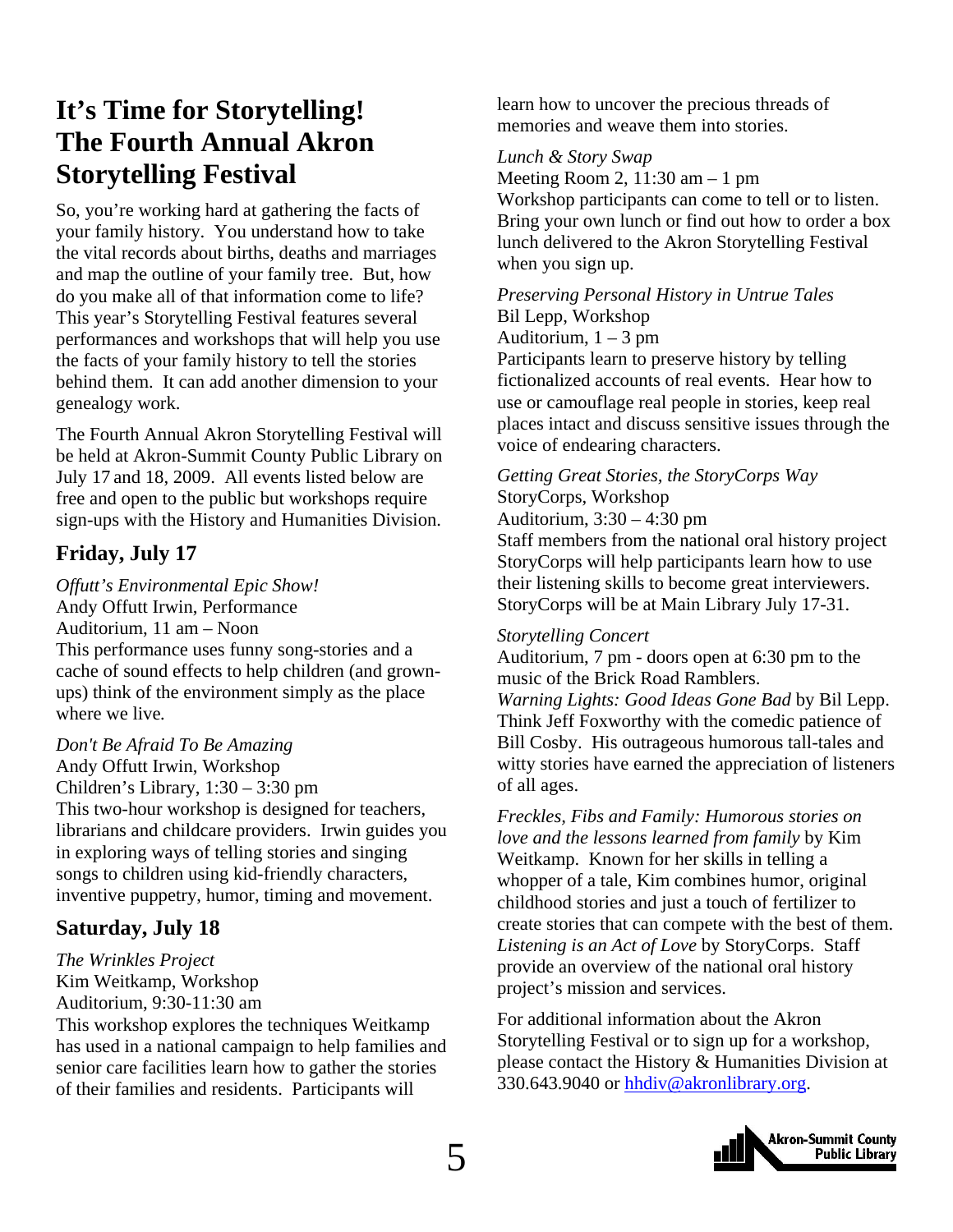# It's Time for Storytelling! The Fourth Annual Akron Storytelling Festival

So, you're working hard at gathering the facts of your family history. You understand how to take the vital records about births, deaths and marriages and map the outline of your family tree. But, how do you make all of that information come to life? This year's Storytelling Festival features several performances and workshops that will help you use the facts of your family history to tell the stories behind them. It can add another dimension to your genealogy work.

The Fourth Annual Akron Storytelling Festival will be held at Akron-Summit County Public Library on July 17 and 18, 2009. All events listed below are free and open to the public but workshops require sign-ups with the History and Humanities Division.

## Friday, July 17

*Offutt's Environmental Epic Show!*
Andy Offutt Irwin, Performance
Auditorium, 11 am – Noon
This performance uses funny song-stories and a cache of sound effects to help children (and grown-ups) think of the environment simply as the place where we live.

*Don't Be Afraid To Be Amazing*
Andy Offutt Irwin, Workshop
Children's Library, 1:30 – 3:30 pm
This two-hour workshop is designed for teachers, librarians and childcare providers. Irwin guides you in exploring ways of telling stories and singing songs to children using kid-friendly characters, inventive puppetry, humor, timing and movement.

## Saturday, July 18

*The Wrinkles Project*
Kim Weitkamp, Workshop
Auditorium, 9:30-11:30 am
This workshop explores the techniques Weitkamp has used in a national campaign to help families and senior care facilities learn how to gather the stories of their families and residents. Participants will learn how to uncover the precious threads of memories and weave them into stories.

*Lunch & Story Swap*
Meeting Room 2, 11:30 am – 1 pm
Workshop participants can come to tell or to listen. Bring your own lunch or find out how to order a box lunch delivered to the Akron Storytelling Festival when you sign up.

*Preserving Personal History in Untrue Tales*
Bil Lepp, Workshop
Auditorium, 1 – 3 pm
Participants learn to preserve history by telling fictionalized accounts of real events. Hear how to use or camouflage real people in stories, keep real places intact and discuss sensitive issues through the voice of endearing characters.

*Getting Great Stories, the StoryCorps Way*
StoryCorps, Workshop
Auditorium, 3:30 – 4:30 pm
Staff members from the national oral history project StoryCorps will help participants learn how to use their listening skills to become great interviewers. StoryCorps will be at Main Library July 17-31.

*Storytelling Concert*
Auditorium, 7 pm - doors open at 6:30 pm to the music of the Brick Road Ramblers.
*Warning Lights: Good Ideas Gone Bad* by Bil Lepp. Think Jeff Foxworthy with the comedic patience of Bill Cosby. His outrageous humorous tall-tales and witty stories have earned the appreciation of listeners of all ages.

*Freckles, Fibs and Family: Humorous stories on love and the lessons learned from family* by Kim Weitkamp. Known for her skills in telling a whopper of a tale, Kim combines humor, original childhood stories and just a touch of fertilizer to create stories that can compete with the best of them.
*Listening is an Act of Love* by StoryCorps. Staff provide an overview of the national oral history project's mission and services.

For additional information about the Akron Storytelling Festival or to sign up for a workshop, please contact the History & Humanities Division at 330.643.9040 or hhdiv@akronlibrary.org.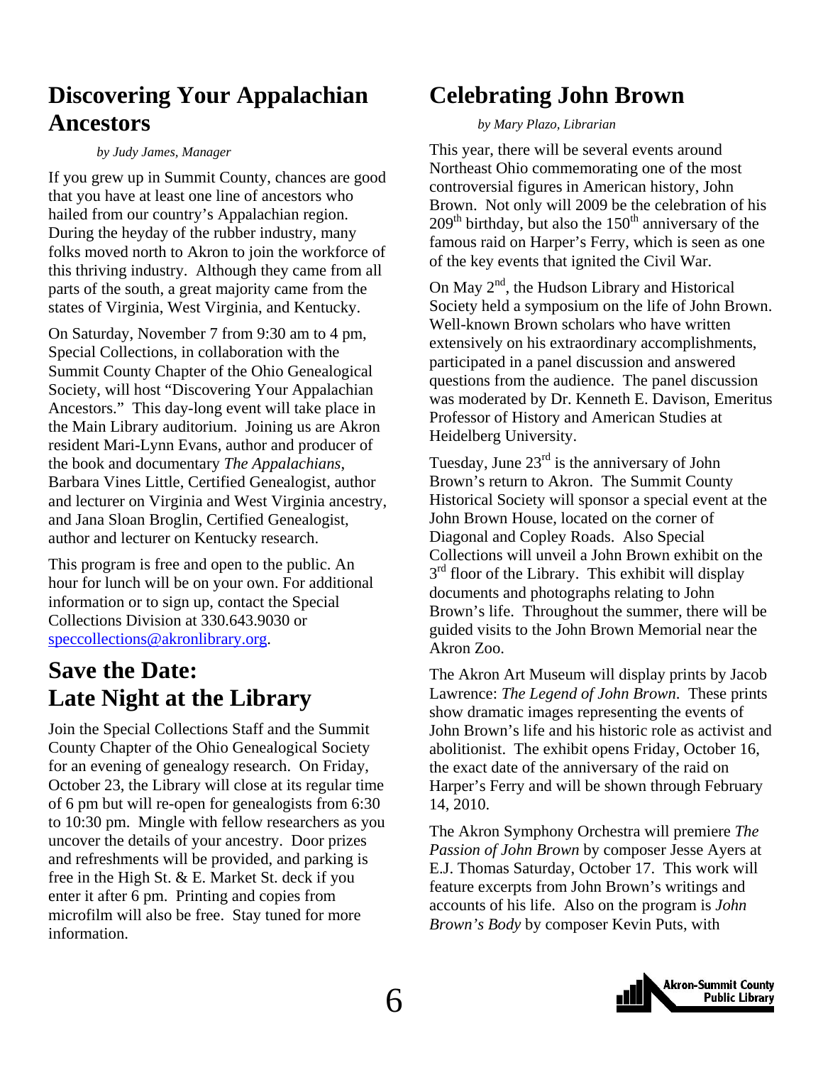## Discovering Your Appalachian Ancestors

*by Judy James, Manager*

If you grew up in Summit County, chances are good that you have at least one line of ancestors who hailed from our country's Appalachian region. During the heyday of the rubber industry, many folks moved north to Akron to join the workforce of this thriving industry. Although they came from all parts of the south, a great majority came from the states of Virginia, West Virginia, and Kentucky.

On Saturday, November 7 from 9:30 am to 4 pm, Special Collections, in collaboration with the Summit County Chapter of the Ohio Genealogical Society, will host "Discovering Your Appalachian Ancestors." This day-long event will take place in the Main Library auditorium. Joining us are Akron resident Mari-Lynn Evans, author and producer of the book and documentary *The Appalachians*, Barbara Vines Little, Certified Genealogist, author and lecturer on Virginia and West Virginia ancestry, and Jana Sloan Broglin, Certified Genealogist, author and lecturer on Kentucky research.

This program is free and open to the public. An hour for lunch will be on your own. For additional information or to sign up, contact the Special Collections Division at 330.643.9030 or speccollections@akronlibrary.org.

## Save the Date: Late Night at the Library

Join the Special Collections Staff and the Summit County Chapter of the Ohio Genealogical Society for an evening of genealogy research. On Friday, October 23, the Library will close at its regular time of 6 pm but will re-open for genealogists from 6:30 to 10:30 pm. Mingle with fellow researchers as you uncover the details of your ancestry. Door prizes and refreshments will be provided, and parking is free in the High St. & E. Market St. deck if you enter it after 6 pm. Printing and copies from microfilm will also be free. Stay tuned for more information.

## Celebrating John Brown

*by Mary Plazo, Librarian*

This year, there will be several events around Northeast Ohio commemorating one of the most controversial figures in American history, John Brown. Not only will 2009 be the celebration of his 209th birthday, but also the 150th anniversary of the famous raid on Harper's Ferry, which is seen as one of the key events that ignited the Civil War.

On May 2nd, the Hudson Library and Historical Society held a symposium on the life of John Brown. Well-known Brown scholars who have written extensively on his extraordinary accomplishments, participated in a panel discussion and answered questions from the audience. The panel discussion was moderated by Dr. Kenneth E. Davison, Emeritus Professor of History and American Studies at Heidelberg University.

Tuesday, June 23rd is the anniversary of John Brown's return to Akron. The Summit County Historical Society will sponsor a special event at the John Brown House, located on the corner of Diagonal and Copley Roads. Also Special Collections will unveil a John Brown exhibit on the 3rd floor of the Library. This exhibit will display documents and photographs relating to John Brown's life. Throughout the summer, there will be guided visits to the John Brown Memorial near the Akron Zoo.

The Akron Art Museum will display prints by Jacob Lawrence: *The Legend of John Brown*. These prints show dramatic images representing the events of John Brown's life and his historic role as activist and abolitionist. The exhibit opens Friday, October 16, the exact date of the anniversary of the raid on Harper's Ferry and will be shown through February 14, 2010.

The Akron Symphony Orchestra will premiere *The Passion of John Brown* by composer Jesse Ayers at E.J. Thomas Saturday, October 17. This work will feature excerpts from John Brown's writings and accounts of his life. Also on the program is *John Brown's Body* by composer Kevin Puts, with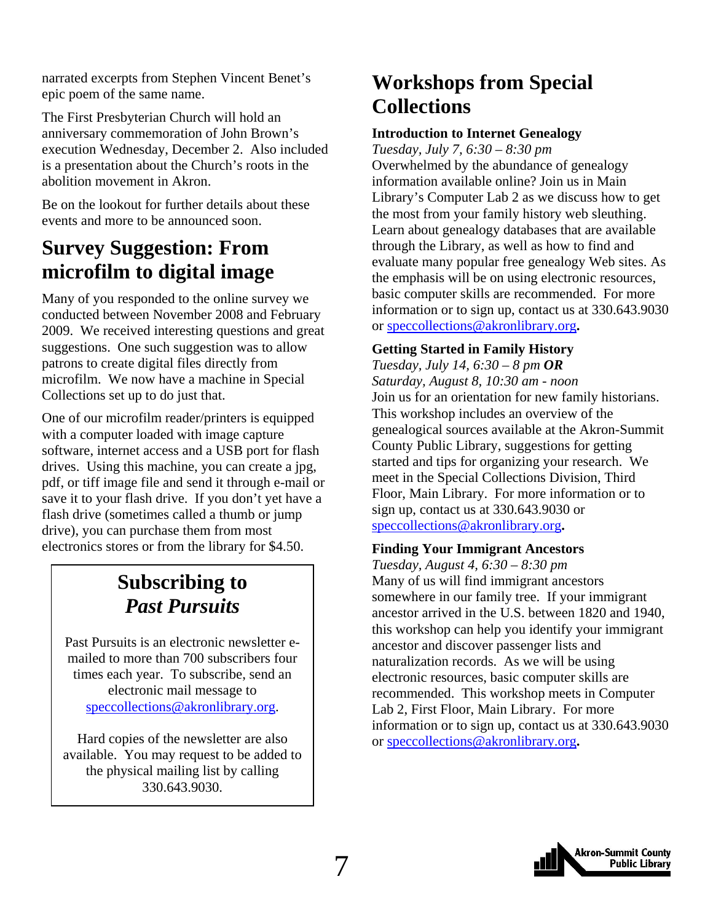narrated excerpts from Stephen Vincent Benet's epic poem of the same name.

The First Presbyterian Church will hold an anniversary commemoration of John Brown's execution Wednesday, December 2. Also included is a presentation about the Church's roots in the abolition movement in Akron.

Be on the lookout for further details about these events and more to be announced soon.

## Survey Suggestion: From microfilm to digital image

Many of you responded to the online survey we conducted between November 2008 and February 2009. We received interesting questions and great suggestions. One such suggestion was to allow patrons to create digital files directly from microfilm. We now have a machine in Special Collections set up to do just that.

One of our microfilm reader/printers is equipped with a computer loaded with image capture software, internet access and a USB port for flash drives. Using this machine, you can create a jpg, pdf, or tiff image file and send it through e-mail or save it to your flash drive. If you don't yet have a flash drive (sometimes called a thumb or jump drive), you can purchase them from most electronics stores or from the library for $4.50.

## Subscribing to *Past Pursuits*

Past Pursuits is an electronic newsletter e-mailed to more than 700 subscribers four times each year. To subscribe, send an electronic mail message to speccollections@akronlibrary.org.

Hard copies of the newsletter are also available. You may request to be added to the physical mailing list by calling 330.643.9030.

## Workshops from Special Collections

**Introduction to Internet Genealogy**
*Tuesday, July 7, 6:30 – 8:30 pm*
Overwhelmed by the abundance of genealogy information available online? Join us in Main Library's Computer Lab 2 as we discuss how to get the most from your family history web sleuthing. Learn about genealogy databases that are available through the Library, as well as how to find and evaluate many popular free genealogy Web sites. As the emphasis will be on using electronic resources, basic computer skills are recommended. For more information or to sign up, contact us at 330.643.9030 or speccollections@akronlibrary.org.

**Getting Started in Family History**
*Tuesday, July 14, 6:30 – 8 pm* ***OR***
*Saturday, August 8, 10:30 am - noon*
Join us for an orientation for new family historians. This workshop includes an overview of the genealogical sources available at the Akron-Summit County Public Library, suggestions for getting started and tips for organizing your research. We meet in the Special Collections Division, Third Floor, Main Library. For more information or to sign up, contact us at 330.643.9030 or speccollections@akronlibrary.org.

**Finding Your Immigrant Ancestors**
*Tuesday, August 4, 6:30 – 8:30 pm*
Many of us will find immigrant ancestors somewhere in our family tree. If your immigrant ancestor arrived in the U.S. between 1820 and 1940, this workshop can help you identify your immigrant ancestor and discover passenger lists and naturalization records. As we will be using electronic resources, basic computer skills are recommended. This workshop meets in Computer Lab 2, First Floor, Main Library. For more information or to sign up, contact us at 330.643.9030 or speccollections@akronlibrary.org.

Akron-Summit County Public Library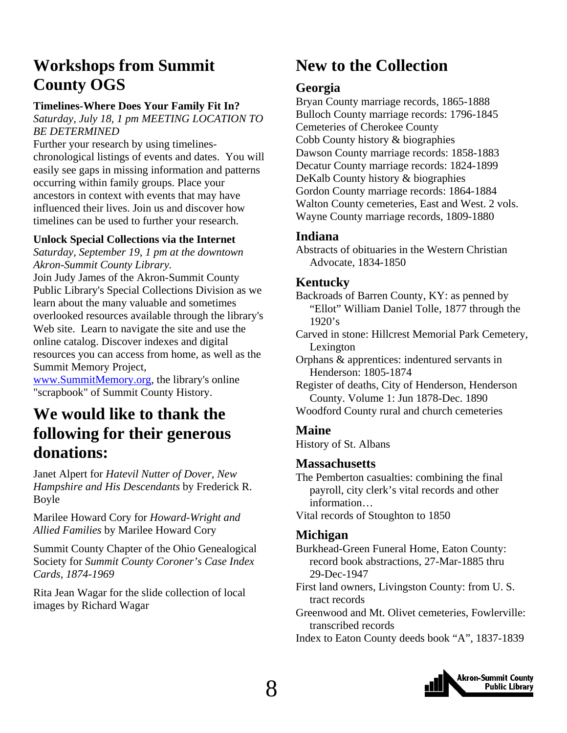# Workshops from Summit County OGS

**Timelines-Where Does Your Family Fit In?**

*Saturday, July 18, 1 pm MEETING LOCATION TO BE DETERMINED*

Further your research by using timelines-chronological listings of events and dates. You will easily see gaps in missing information and patterns occurring within family groups. Place your ancestors in context with events that may have influenced their lives. Join us and discover how timelines can be used to further your research.

**Unlock Special Collections via the Internet**

*Saturday, September 19, 1 pm at the downtown Akron-Summit County Library.*

Join Judy James of the Akron-Summit County Public Library's Special Collections Division as we learn about the many valuable and sometimes overlooked resources available through the library's Web site. Learn to navigate the site and use the online catalog. Discover indexes and digital resources you can access from home, as well as the Summit Memory Project, www.SummitMemory.org, the library's online "scrapbook" of Summit County History.

# We would like to thank the following for their generous donations:

Janet Alpert for *Hatevil Nutter of Dover, New Hampshire and His Descendants* by Frederick R. Boyle

Marilee Howard Cory for *Howard-Wright and Allied Families* by Marilee Howard Cory

Summit County Chapter of the Ohio Genealogical Society for *Summit County Coroner's Case Index Cards, 1874-1969*

Rita Jean Wagar for the slide collection of local images by Richard Wagar

# New to the Collection

## Georgia

Bryan County marriage records, 1865-1888
Bulloch County marriage records: 1796-1845
Cemeteries of Cherokee County
Cobb County history & biographies
Dawson County marriage records: 1858-1883
Decatur County marriage records: 1824-1899
DeKalb County history & biographies
Gordon County marriage records: 1864-1884
Walton County cemeteries, East and West. 2 vols.
Wayne County marriage records, 1809-1880

## Indiana

Abstracts of obituaries in the Western Christian Advocate, 1834-1850

## Kentucky

Backroads of Barren County, KY: as penned by "Ellot" William Daniel Tolle, 1877 through the 1920's
Carved in stone: Hillcrest Memorial Park Cemetery, Lexington
Orphans & apprentices: indentured servants in Henderson: 1805-1874
Register of deaths, City of Henderson, Henderson County. Volume 1: Jun 1878-Dec. 1890
Woodford County rural and church cemeteries

## Maine

History of St. Albans

## Massachusetts

The Pemberton casualties: combining the final payroll, city clerk's vital records and other information…
Vital records of Stoughton to 1850

## Michigan

Burkhead-Green Funeral Home, Eaton County: record book abstractions, 27-Mar-1885 thru 29-Dec-1947
First land owners, Livingston County: from U. S. tract records
Greenwood and Mt. Olivet cemeteries, Fowlerville: transcribed records
Index to Eaton County deeds book "A", 1837-1839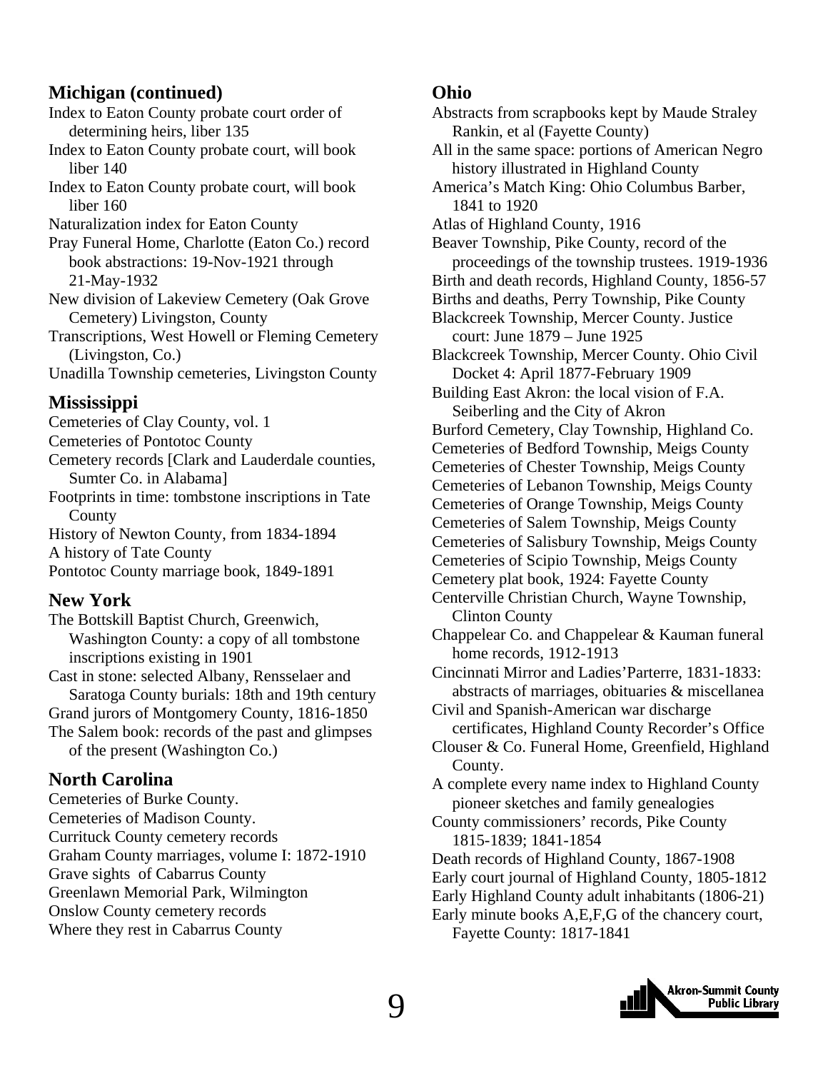## Michigan (continued)

Index to Eaton County probate court order of determining heirs, liber 135
Index to Eaton County probate court, will book liber 140
Index to Eaton County probate court, will book liber 160
Naturalization index for Eaton County
Pray Funeral Home, Charlotte (Eaton Co.) record book abstractions: 19-Nov-1921 through 21-May-1932
New division of Lakeview Cemetery (Oak Grove Cemetery) Livingston, County
Transcriptions, West Howell or Fleming Cemetery (Livingston, Co.)
Unadilla Township cemeteries, Livingston County

## Mississippi

Cemeteries of Clay County, vol. 1
Cemeteries of Pontotoc County
Cemetery records [Clark and Lauderdale counties, Sumter Co. in Alabama]
Footprints in time: tombstone inscriptions in Tate County
History of Newton County, from 1834-1894
A history of Tate County
Pontotoc County marriage book, 1849-1891

## New York

The Bottskill Baptist Church, Greenwich, Washington County: a copy of all tombstone inscriptions existing in 1901
Cast in stone: selected Albany, Rensselaer and Saratoga County burials: 18th and 19th century
Grand jurors of Montgomery County, 1816-1850
The Salem book: records of the past and glimpses of the present (Washington Co.)

## North Carolina

Cemeteries of Burke County.
Cemeteries of Madison County.
Currituck County cemetery records
Graham County marriages, volume I: 1872-1910
Grave sights of Cabarrus County
Greenlawn Memorial Park, Wilmington
Onslow County cemetery records
Where they rest in Cabarrus County

## Ohio

Abstracts from scrapbooks kept by Maude Straley Rankin, et al (Fayette County)
All in the same space: portions of American Negro history illustrated in Highland County
America's Match King: Ohio Columbus Barber, 1841 to 1920
Atlas of Highland County, 1916
Beaver Township, Pike County, record of the proceedings of the township trustees. 1919-1936
Birth and death records, Highland County, 1856-57
Births and deaths, Perry Township, Pike County
Blackcreek Township, Mercer County. Justice court: June 1879 – June 1925
Blackcreek Township, Mercer County. Ohio Civil Docket 4: April 1877-February 1909
Building East Akron: the local vision of F.A. Seiberling and the City of Akron
Burford Cemetery, Clay Township, Highland Co.
Cemeteries of Bedford Township, Meigs County
Cemeteries of Chester Township, Meigs County
Cemeteries of Lebanon Township, Meigs County
Cemeteries of Orange Township, Meigs County
Cemeteries of Salem Township, Meigs County
Cemeteries of Salisbury Township, Meigs County
Cemeteries of Scipio Township, Meigs County
Cemetery plat book, 1924: Fayette County
Centerville Christian Church, Wayne Township, Clinton County
Chappelear Co. and Chappelear & Kauman funeral home records, 1912-1913
Cincinnati Mirror and Ladies'Parterre, 1831-1833: abstracts of marriages, obituaries & miscellanea
Civil and Spanish-American war discharge certificates, Highland County Recorder's Office
Clouser & Co. Funeral Home, Greenfield, Highland County.
A complete every name index to Highland County pioneer sketches and family genealogies
County commissioners' records, Pike County 1815-1839; 1841-1854
Death records of Highland County, 1867-1908
Early court journal of Highland County, 1805-1812
Early Highland County adult inhabitants (1806-21)
Early minute books A,E,F,G of the chancery court, Fayette County: 1817-1841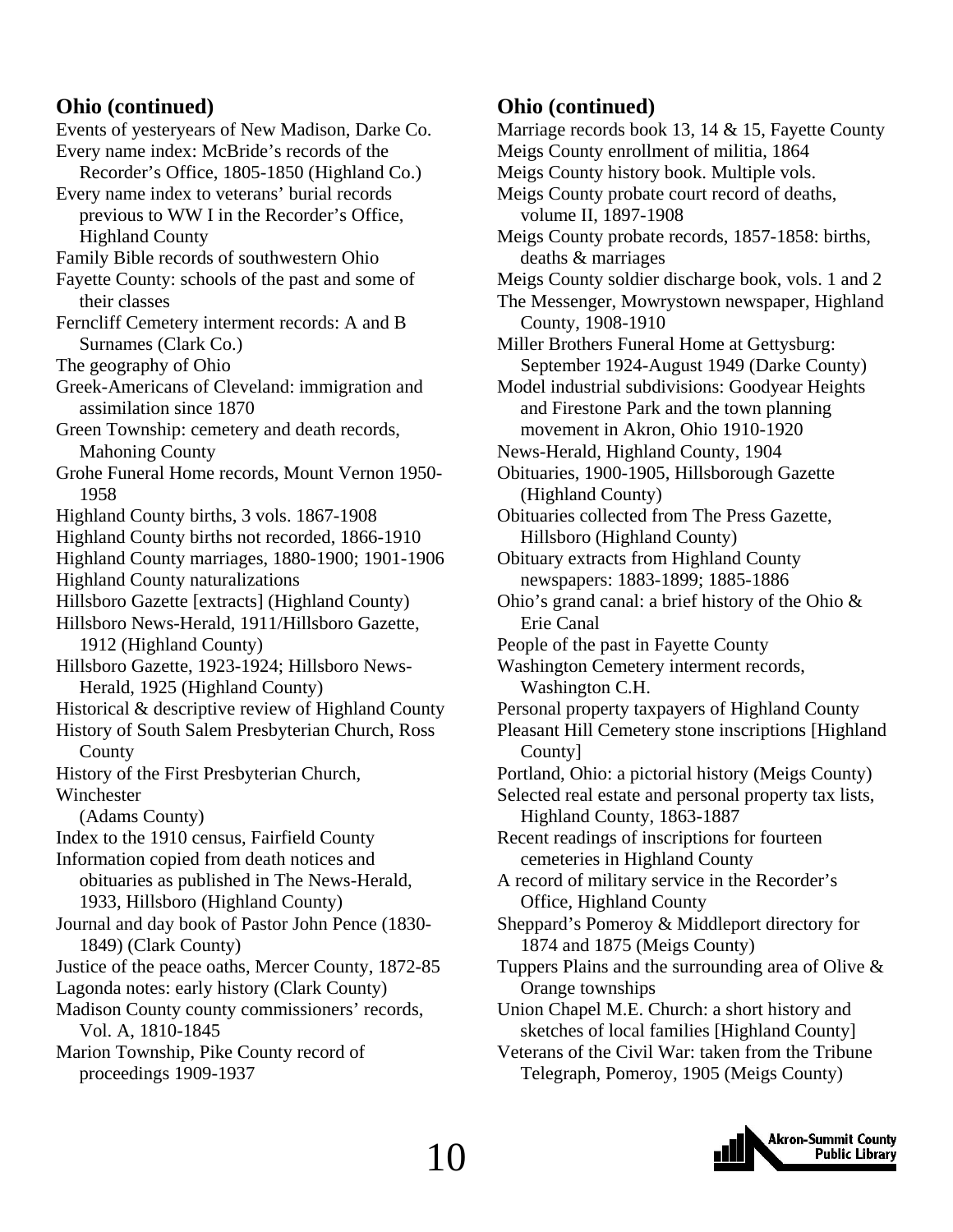## Ohio (continued)

Events of yesteryears of New Madison, Darke Co.
Every name index: McBride's records of the Recorder's Office, 1805-1850 (Highland Co.)
Every name index to veterans' burial records previous to WW I in the Recorder's Office, Highland County
Family Bible records of southwestern Ohio
Fayette County: schools of the past and some of their classes
Ferncliff Cemetery interment records: A and B Surnames (Clark Co.)
The geography of Ohio
Greek-Americans of Cleveland: immigration and assimilation since 1870
Green Township: cemetery and death records, Mahoning County
Grohe Funeral Home records, Mount Vernon 1950-1958
Highland County births, 3 vols. 1867-1908
Highland County births not recorded, 1866-1910
Highland County marriages, 1880-1900; 1901-1906
Highland County naturalizations
Hillsboro Gazette [extracts] (Highland County)
Hillsboro News-Herald, 1911/Hillsboro Gazette, 1912 (Highland County)
Hillsboro Gazette, 1923-1924; Hillsboro News-Herald, 1925 (Highland County)
Historical & descriptive review of Highland County
History of South Salem Presbyterian Church, Ross County
History of the First Presbyterian Church, Winchester (Adams County)
Index to the 1910 census, Fairfield County
Information copied from death notices and obituaries as published in The News-Herald, 1933, Hillsboro (Highland County)
Journal and day book of Pastor John Pence (1830-1849) (Clark County)
Justice of the peace oaths, Mercer County, 1872-85
Lagonda notes: early history (Clark County)
Madison County county commissioners' records, Vol. A, 1810-1845
Marion Township, Pike County record of proceedings 1909-1937

## Ohio (continued)

Marriage records book 13, 14 & 15, Fayette County
Meigs County enrollment of militia, 1864
Meigs County history book. Multiple vols.
Meigs County probate court record of deaths, volume II, 1897-1908
Meigs County probate records, 1857-1858: births, deaths & marriages
Meigs County soldier discharge book, vols. 1 and 2
The Messenger, Mowrystown newspaper, Highland County, 1908-1910
Miller Brothers Funeral Home at Gettysburg: September 1924-August 1949 (Darke County)
Model industrial subdivisions: Goodyear Heights and Firestone Park and the town planning movement in Akron, Ohio 1910-1920
News-Herald, Highland County, 1904
Obituaries, 1900-1905, Hillsborough Gazette (Highland County)
Obituaries collected from The Press Gazette, Hillsboro (Highland County)
Obituary extracts from Highland County newspapers: 1883-1899; 1885-1886
Ohio's grand canal: a brief history of the Ohio & Erie Canal
People of the past in Fayette County
Washington Cemetery interment records, Washington C.H.
Personal property taxpayers of Highland County
Pleasant Hill Cemetery stone inscriptions [Highland County]
Portland, Ohio: a pictorial history (Meigs County)
Selected real estate and personal property tax lists, Highland County, 1863-1887
Recent readings of inscriptions for fourteen cemeteries in Highland County
A record of military service in the Recorder's Office, Highland County
Sheppard's Pomeroy & Middleport directory for 1874 and 1875 (Meigs County)
Tuppers Plains and the surrounding area of Olive & Orange townships
Union Chapel M.E. Church: a short history and sketches of local families [Highland County]
Veterans of the Civil War: taken from the Tribune Telegraph, Pomeroy, 1905 (Meigs County)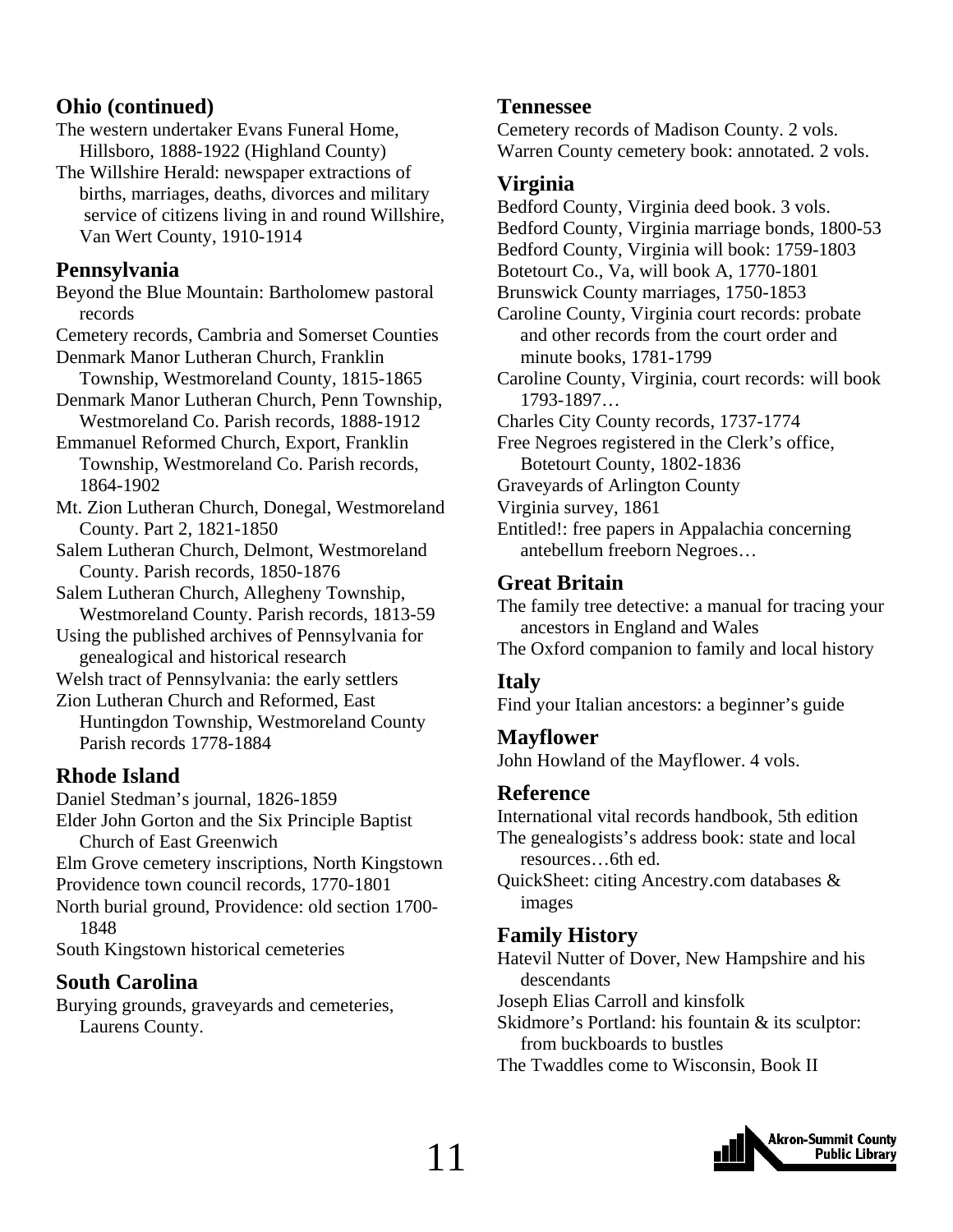## Ohio (continued)

The western undertaker Evans Funeral Home, Hillsboro, 1888-1922 (Highland County)

The Willshire Herald: newspaper extractions of births, marriages, deaths, divorces and military service of citizens living in and round Willshire, Van Wert County, 1910-1914

## Pennsylvania

Beyond the Blue Mountain: Bartholomew pastoral records

Cemetery records, Cambria and Somerset Counties

Denmark Manor Lutheran Church, Franklin Township, Westmoreland County, 1815-1865

Denmark Manor Lutheran Church, Penn Township, Westmoreland Co. Parish records, 1888-1912

Emmanuel Reformed Church, Export, Franklin Township, Westmoreland Co. Parish records, 1864-1902

Mt. Zion Lutheran Church, Donegal, Westmoreland County. Part 2, 1821-1850

Salem Lutheran Church, Delmont, Westmoreland County. Parish records, 1850-1876

Salem Lutheran Church, Allegheny Township, Westmoreland County. Parish records, 1813-59

Using the published archives of Pennsylvania for genealogical and historical research

Welsh tract of Pennsylvania: the early settlers

Zion Lutheran Church and Reformed, East Huntingdon Township, Westmoreland County Parish records 1778-1884

## Rhode Island

Daniel Stedman's journal, 1826-1859

Elder John Gorton and the Six Principle Baptist Church of East Greenwich

Elm Grove cemetery inscriptions, North Kingstown

Providence town council records, 1770-1801

North burial ground, Providence: old section 1700-1848

South Kingstown historical cemeteries

## South Carolina

Burying grounds, graveyards and cemeteries, Laurens County.

## Tennessee

Cemetery records of Madison County. 2 vols.

Warren County cemetery book: annotated. 2 vols.

## Virginia

Bedford County, Virginia deed book. 3 vols.

Bedford County, Virginia marriage bonds, 1800-53

Bedford County, Virginia will book: 1759-1803

Botetourt Co., Va, will book A, 1770-1801

Brunswick County marriages, 1750-1853

Caroline County, Virginia court records: probate and other records from the court order and minute books, 1781-1799

Caroline County, Virginia, court records: will book 1793-1897…

Charles City County records, 1737-1774

Free Negroes registered in the Clerk's office, Botetourt County, 1802-1836

Graveyards of Arlington County

Virginia survey, 1861

Entitled!: free papers in Appalachia concerning antebellum freeborn Negroes…

## Great Britain

The family tree detective: a manual for tracing your ancestors in England and Wales

The Oxford companion to family and local history

## Italy

Find your Italian ancestors: a beginner's guide

## Mayflower

John Howland of the Mayflower. 4 vols.

## Reference

International vital records handbook, 5th edition

The genealogists's address book: state and local resources…6th ed.

QuickSheet: citing Ancestry.com databases & images

## Family History

Hatevil Nutter of Dover, New Hampshire and his descendants

Joseph Elias Carroll and kinsfolk

Skidmore's Portland: his fountain & its sculptor: from buckboards to bustles

The Twaddles come to Wisconsin, Book II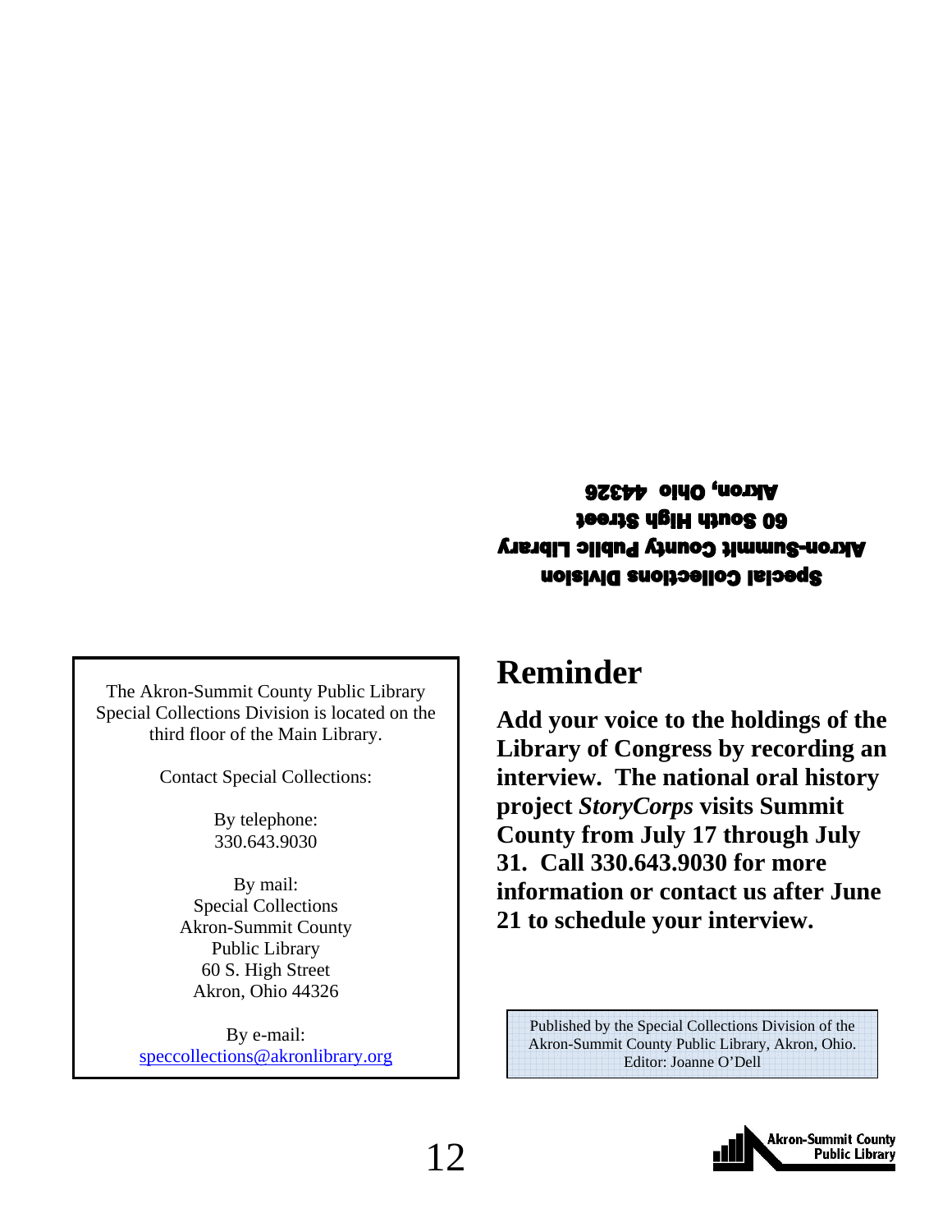**Special Collections Division**
**Akron-Summit County Public Library**
**60 South High Street**
**Akron, Ohio 44326**

The Akron-Summit County Public Library Special Collections Division is located on the third floor of the Main Library.

Contact Special Collections:

By telephone:
330.643.9030

By mail:
Special Collections
Akron-Summit County
Public Library
60 S. High Street
Akron, Ohio 44326

By e-mail:
speccollections@akronlibrary.org

# Reminder

**Add your voice to the holdings of the Library of Congress by recording an interview. The national oral history project *StoryCorps* visits Summit County from July 17 through July 31. Call 330.643.9030 for more information or contact us after June 21 to schedule your interview.**

Published by the Special Collections Division of the Akron-Summit County Public Library, Akron, Ohio.
Editor: Joanne O'Dell

Akron-Summit County Public Library